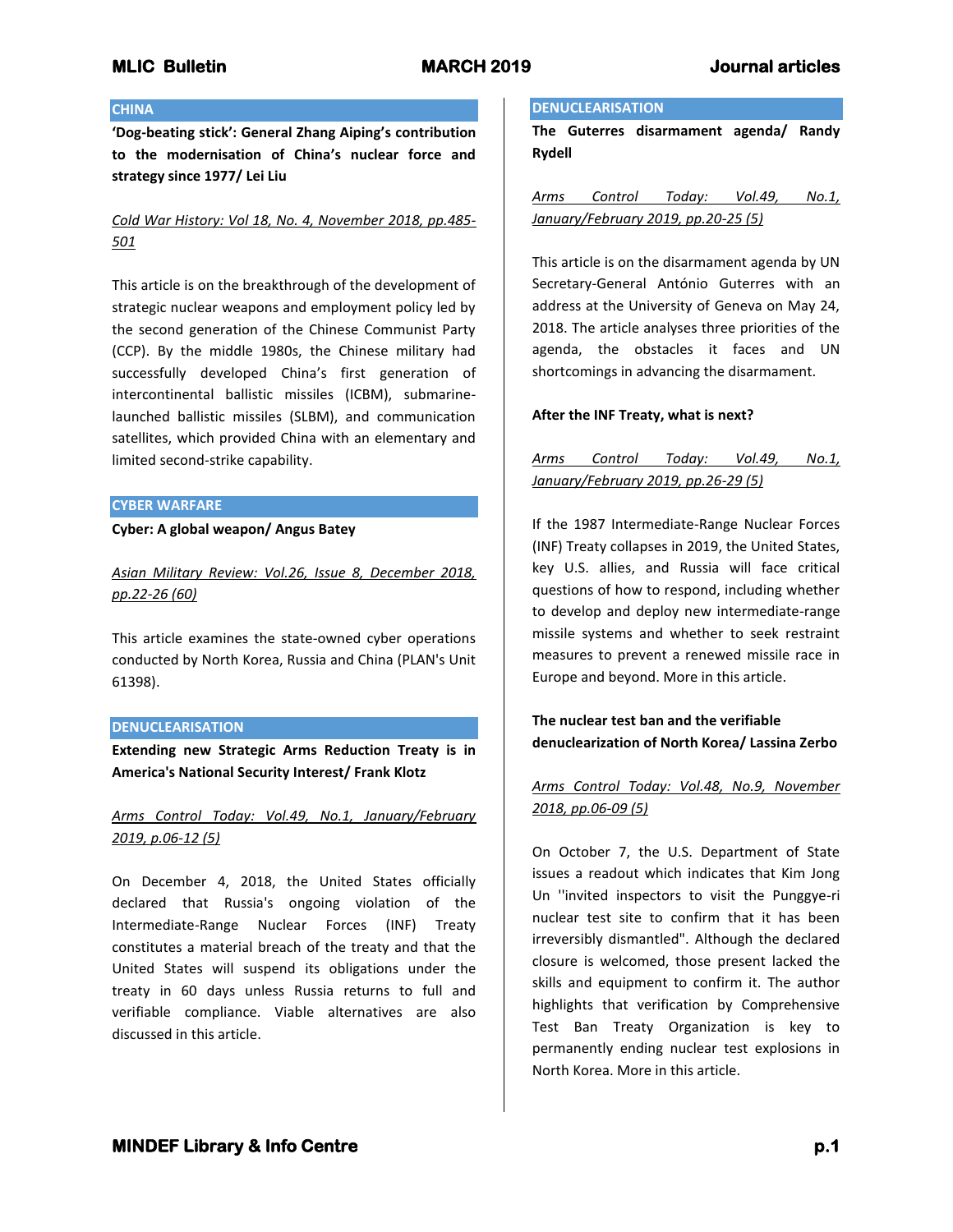## CHINA

**'Dog-beating stick': General Zhang Aiping's contribution to the modernisation of China's nuclear force and strategy since 1977/ Lei Liu**

Cold War History: Vol 18, No. 4, November 2018, pp.485-501

This article is on the breakthrough of the development of strategic nuclear weapons and employment policy led by the second generation of the Chinese Communist Party (CCP). By the middle 1980s, the Chinese military had successfully developed China's first generation of intercontinental ballistic missiles (ICBM), submarine-launched ballistic missiles (SLBM), and communication satellites, which provided China with an elementary and limited second-strike capability.

## CYBER WARFARE

**Cyber: A global weapon/ Angus Batey**

Asian Military Review: Vol.26, Issue 8, December 2018, pp.22-26 (60)

This article examines the state-owned cyber operations conducted by North Korea, Russia and China (PLAN's Unit 61398).

## DENUCLEARISATION

**Extending new Strategic Arms Reduction Treaty is in America's National Security Interest/ Frank Klotz**

Arms Control Today: Vol.49, No.1, January/February 2019, p.06-12 (5)

On December 4, 2018, the United States officially declared that Russia's ongoing violation of the Intermediate-Range Nuclear Forces (INF) Treaty constitutes a material breach of the treaty and that the United States will suspend its obligations under the treaty in 60 days unless Russia returns to full and verifiable compliance. Viable alternatives are also discussed in this article.

## DENUCLEARISATION

**The Guterres disarmament agenda/ Randy Rydell**

Arms Control Today: Vol.49, No.1, January/February 2019, pp.20-25 (5)

This article is on the disarmament agenda by UN Secretary-General António Guterres with an address at the University of Geneva on May 24, 2018. The article analyses three priorities of the agenda, the obstacles it faces and UN shortcomings in advancing the disarmament.

**After the INF Treaty, what is next?**

Arms Control Today: Vol.49, No.1, January/February 2019, pp.26-29 (5)

If the 1987 Intermediate-Range Nuclear Forces (INF) Treaty collapses in 2019, the United States, key U.S. allies, and Russia will face critical questions of how to respond, including whether to develop and deploy new intermediate-range missile systems and whether to seek restraint measures to prevent a renewed missile race in Europe and beyond. More in this article.

**The nuclear test ban and the verifiable denuclearization of North Korea/ Lassina Zerbo**

Arms Control Today: Vol.48, No.9, November 2018, pp.06-09 (5)

On October 7, the U.S. Department of State issues a readout which indicates that Kim Jong Un ''invited inspectors to visit the Punggye-ri nuclear test site to confirm that it has been irreversibly dismantled". Although the declared closure is welcomed, those present lacked the skills and equipment to confirm it. The author highlights that verification by Comprehensive Test Ban Treaty Organization is key to permanently ending nuclear test explosions in North Korea. More in this article.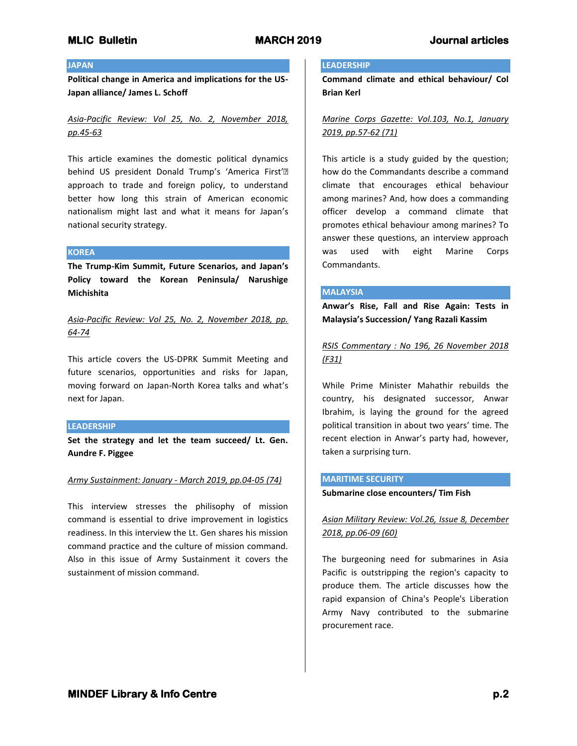## JAPAN

**Political change in America and implications for the US-Japan alliance/ James L. Schoff**

*Asia-Pacific Review: Vol 25, No. 2, November 2018, pp.45-63*

This article examines the domestic political dynamics behind US president Donald Trump's 'America First'� approach to trade and foreign policy, to understand better how long this strain of American economic nationalism might last and what it means for Japan's national security strategy.

## KOREA

**The Trump-Kim Summit, Future Scenarios, and Japan's Policy toward the Korean Peninsula/ Narushige Michishita**

*Asia-Pacific Review: Vol 25, No. 2, November 2018, pp. 64-74*

This article covers the US-DPRK Summit Meeting and future scenarios, opportunities and risks for Japan, moving forward on Japan-North Korea talks and what's next for Japan.

## LEADERSHIP

**Set the strategy and let the team succeed/ Lt. Gen. Aundre F. Piggee**

*Army Sustainment: January - March 2019, pp.04-05 (74)*

This interview stresses the philisophy of mission command is essential to drive improvement in logistics readiness. In this interview the Lt. Gen shares his mission command practice and the culture of mission command. Also in this issue of Army Sustainment it covers the sustainment of mission command.

## LEADERSHIP

**Command climate and ethical behaviour/ Col Brian Kerl**

*Marine Corps Gazette: Vol.103, No.1, January 2019, pp.57-62 (71)*

This article is a study guided by the question; how do the Commandants describe a command climate that encourages ethical behaviour among marines? And, how does a commanding officer develop a command climate that promotes ethical behaviour among marines? To answer these questions, an interview approach was used with eight Marine Corps Commandants.

## MALAYSIA

**Anwar's Rise, Fall and Rise Again: Tests in Malaysia's Succession/ Yang Razali Kassim**

*RSIS Commentary : No 196, 26 November 2018 (F31)*

While Prime Minister Mahathir rebuilds the country, his designated successor, Anwar Ibrahim, is laying the ground for the agreed political transition in about two years' time. The recent election in Anwar's party had, however, taken a surprising turn.

## MARITIME SECURITY

**Submarine close encounters/ Tim Fish**

*Asian Military Review: Vol.26, Issue 8, December 2018, pp.06-09 (60)*

The burgeoning need for submarines in Asia Pacific is outstripping the region's capacity to produce them. The article discusses how the rapid expansion of China's People's Liberation Army Navy contributed to the submarine procurement race.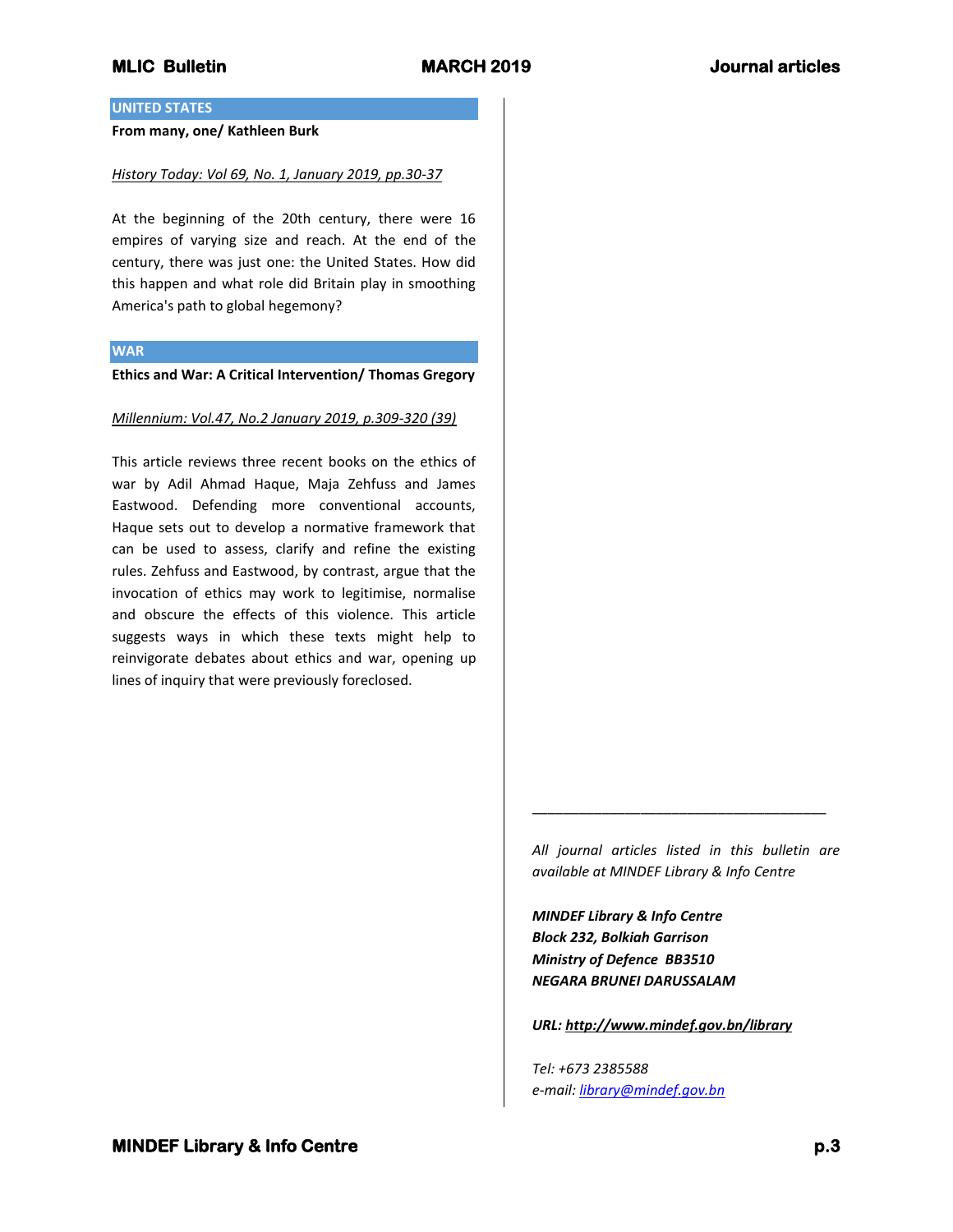## UNITED STATES

**From many, one/ Kathleen Burk**

*History Today: Vol 69, No. 1, January 2019, pp.30-37*

At the beginning of the 20th century, there were 16 empires of varying size and reach. At the end of the century, there was just one: the United States. How did this happen and what role did Britain play in smoothing America's path to global hegemony?

## WAR

**Ethics and War: A Critical Intervention/ Thomas Gregory**

*Millennium: Vol.47, No.2 January 2019, p.309-320 (39)*

This article reviews three recent books on the ethics of war by Adil Ahmad Haque, Maja Zehfuss and James Eastwood. Defending more conventional accounts, Haque sets out to develop a normative framework that can be used to assess, clarify and refine the existing rules. Zehfuss and Eastwood, by contrast, argue that the invocation of ethics may work to legitimise, normalise and obscure the effects of this violence. This article suggests ways in which these texts might help to reinvigorate debates about ethics and war, opening up lines of inquiry that were previously foreclosed.

---

*All journal articles listed in this bulletin are available at MINDEF Library & Info Centre*

***MINDEF Library & Info Centre***
***Block 232, Bolkiah Garrison***
***Ministry of Defence BB3510***
***NEGARA BRUNEI DARUSSALAM***

***URL: http://www.mindef.gov.bn/library***

*Tel: +673 2385588*
*e-mail: library@mindef.gov.bn*